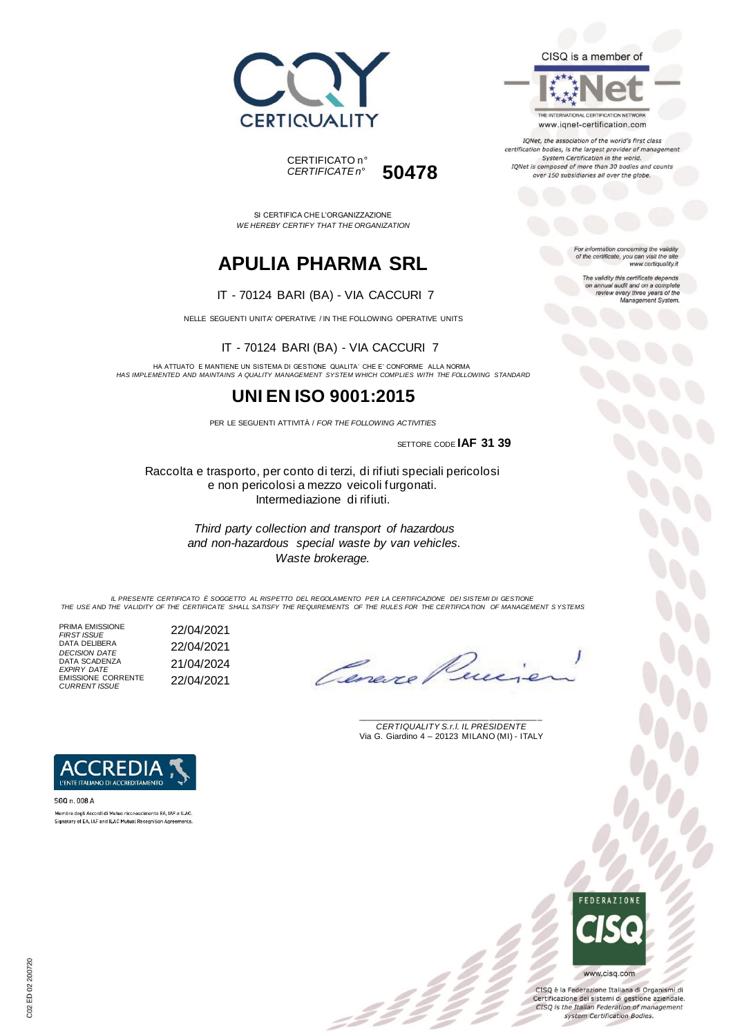CERTIQUALITY

CERTIFICATO n°
*CERTIFICATE n°* **50478**

SI CERTIFICA CHE L'ORGANIZZAZIONE
*WE HEREBY CERTIFY THAT THE ORGANIZATION*

# APULIA PHARMA SRL

IT - 70124 BARI (BA) - VIA CACCURI 7

NELLE SEGUENTI UNITA' OPERATIVE / IN THE FOLLOWING OPERATIVE UNITS

IT - 70124 BARI (BA) - VIA CACCURI 7

HA ATTUATO E MANTIENE UN SISTEMA DI GESTIONE QUALITA' CHE E' CONFORME ALLA NORMA
*HAS IMPLEMENTED AND MAINTAINS A QUALITY MANAGEMENT SYSTEM WHICH COMPLIES WITH THE FOLLOWING STANDARD*

# UNI EN ISO 9001:2015

PER LE SEGUENTI ATTIVITÀ / *FOR THE FOLLOWING ACTIVITIES*

SETTORE CODE **IAF 31 39**

Raccolta e trasporto, per conto di terzi, di rifiuti speciali pericolosi e non pericolosi a mezzo veicoli furgonati.
Intermediazione di rifiuti.

*Third party collection and transport of hazardous and non-hazardous special waste by van vehicles.*
*Waste brokerage.*

*IL PRESENTE CERTIFICATO È SOGGETTO AL RISPETTO DEL REGOLAMENTO PER LA CERTIFICAZIONE DEI SISTEMI DI GESTIONE*
*THE USE AND THE VALIDITY OF THE CERTIFICATE SHALL SATISFY THE REQUIREMENTS OF THE RULES FOR THE CERTIFICATION OF MANAGEMENT SYSTEMS*

| | |
|---|---|
| PRIMA EMISSIONE *FIRST ISSUE* | 22/04/2021 |
| DATA DELIBERA *DECISION DATE* | 22/04/2021 |
| DATA SCADENZA *EXPIRY DATE* | 21/04/2024 |
| EMISSIONE CORRENTE *CURRENT ISSUE* | 22/04/2021 |

*CERTIQUALITY S.r.l. IL PRESIDENTE*
Via G. Giardino 4 – 20123 MILANO (MI) - ITALY

CISQ is a member of IQNet
THE INTERNATIONAL CERTIFICATION NETWORK
www.iqnet-certification.com

*IQNet, the association of the world's first class certification bodies, is the largest provider of management System Certification in the world. IQNet is composed of more than 30 bodies and counts over 150 subsidiaries all over the globe.*

*For information concerning the validity of the certificate, you can visit the site www.certiquality.it*

*The validity this certificate depends on annual audit and on a complete review every three years of the Management System.*

ACCREDIA
L'ENTE ITALIANO DI ACCREDITAMENTO

SGQ n. 008 A
Membro degli Accordi di Mutuo riconoscimento EA, IAF e ILAC.
Signatory of EA, IAF and ILAC Mutual Recognition Agreements.

FEDERAZIONE CISQ
www.cisq.com

CISQ è la Federazione Italiana di Organismi di Certificazione dei sistemi di gestione aziendale.
*CISQ is the Italian Federation of management system Certification Bodies.*

C02 ED 02 200720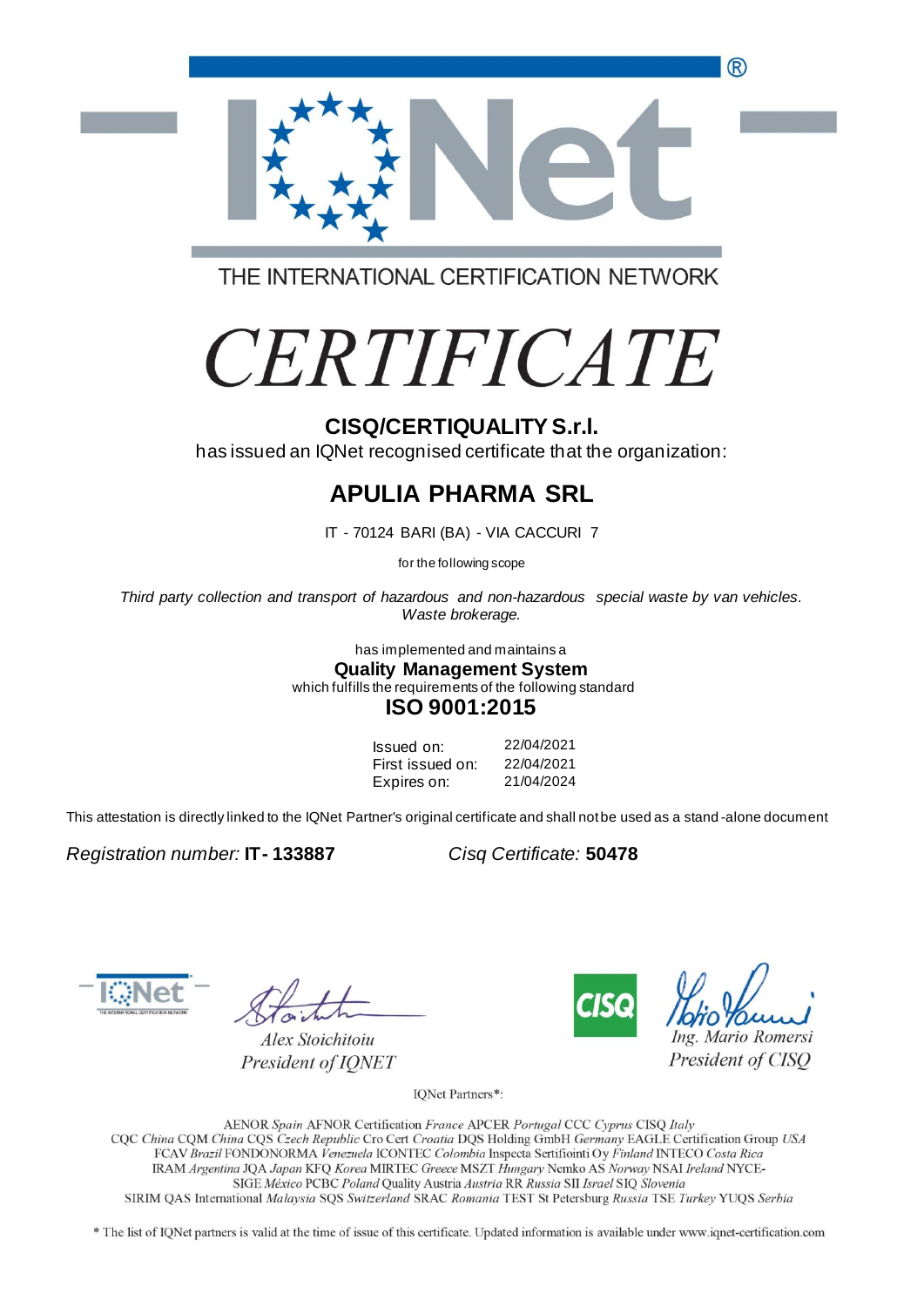# IQNet

THE INTERNATIONAL CERTIFICATION NETWORK

# *CERTIFICATE*

**CISQ/CERTIQUALITY S.r.l.**

has issued an IQNet recognised certificate that the organization:

## APULIA PHARMA SRL

IT - 70124 BARI (BA) - VIA CACCURI 7

for the following scope

*Third party collection and transport of hazardous and non-hazardous special waste by van vehicles. Waste brokerage.*

has implemented and maintains a

**Quality Management System**

which fulfills the requirements of the following standard

**ISO 9001:2015**

| | |
|---|---|
| Issued on: | 22/04/2021 |
| First issued on: | 22/04/2021 |
| Expires on: | 21/04/2024 |

This attestation is directly linked to the IQNet Partner's original certificate and shall not be used as a stand-alone document

*Registration number:* **IT - 133887**  *Cisq Certificate:* **50478**

*Alex Stoichitoiu*
*President of IQNET*

*Ing. Mario Romersi*
*President of CISQ*

IQNet Partners*:

AENOR *Spain* AFNOR Certification *France* APCER *Portugal* CCC *Cyprus* CISQ *Italy*
CQC *China* CQM *China* CQS *Czech Republic* Cro Cert *Croatia* DQS Holding GmbH *Germany* EAGLE Certification Group *USA*
FCAV *Brazil* FONDONORMA *Venezuela* ICONTEC *Colombia* Inspecta Sertifiointi Oy *Finland* INTECO *Costa Rica*
IRAM *Argentina* JQA *Japan* KFQ *Korea* MIRTEC *Greece* MSZT *Hungary* Nemko AS *Norway* NSAI *Ireland* NYCE-SIGE *México* PCBC *Poland* Quality Austria *Austria* RR *Russia* SII *Israel* SIQ *Slovenia*
SIRIM QAS International *Malaysia* SQS *Switzerland* SRAC *Romania* TEST St Petersburg *Russia* TSE *Turkey* YUQS *Serbia*

\* The list of IQNet partners is valid at the time of issue of this certificate. Updated information is available under www.iqnet-certification.com